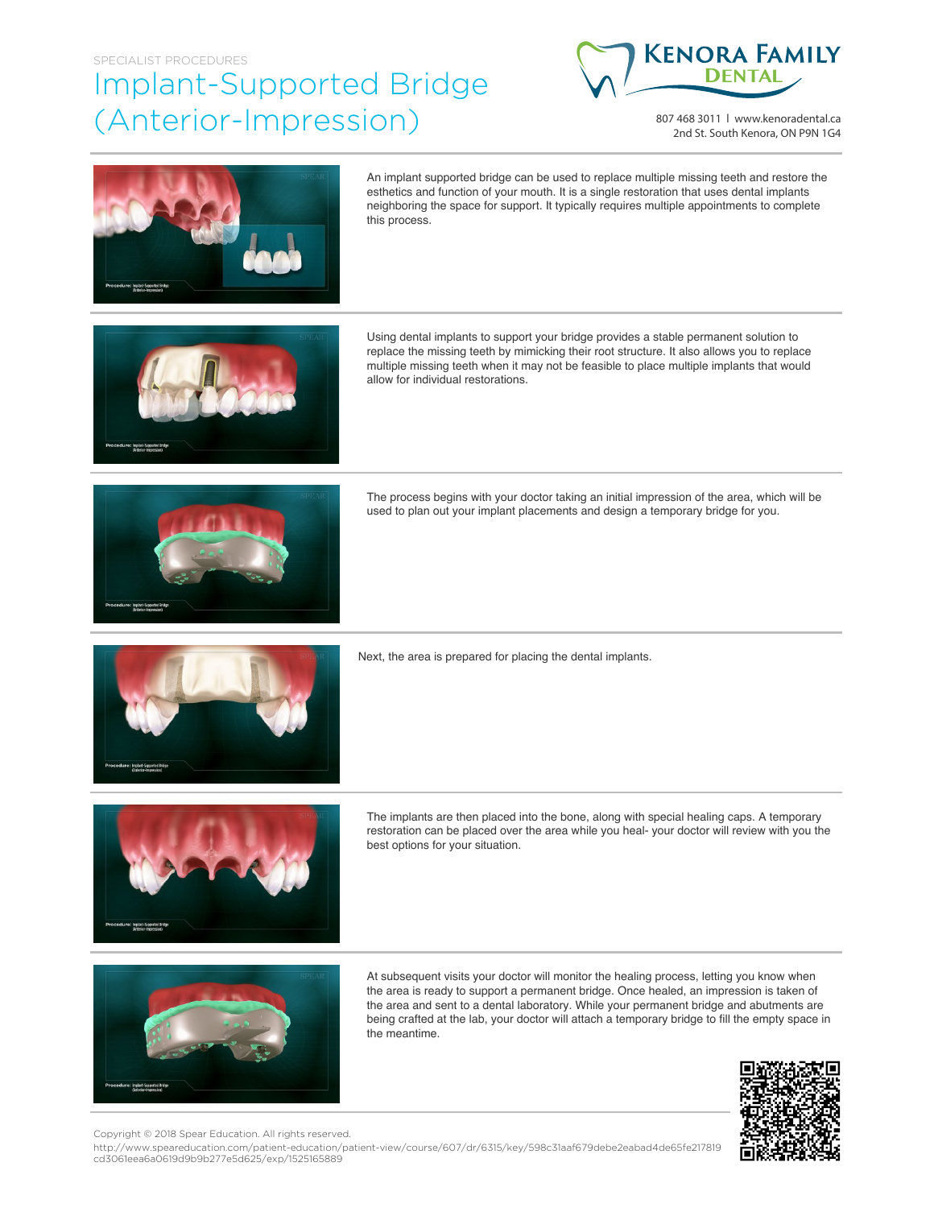SPECIALIST PROCEDURES

# Implant-Supported Bridge (Anterior-Impression)

**KENORA FAMILY DENTAL**

807 468 3011 | www.kenoradental.ca
2nd St. South Kenora, ON P9N 1G4

An implant supported bridge can be used to replace multiple missing teeth and restore the esthetics and function of your mouth. It is a single restoration that uses dental implants neighboring the space for support. It typically requires multiple appointments to complete this process.

Using dental implants to support your bridge provides a stable permanent solution to replace the missing teeth by mimicking their root structure. It also allows you to replace multiple missing teeth when it may not be feasible to place multiple implants that would allow for individual restorations.

The process begins with your doctor taking an initial impression of the area, which will be used to plan out your implant placements and design a temporary bridge for you.

Next, the area is prepared for placing the dental implants.

The implants are then placed into the bone, along with special healing caps. A temporary restoration can be placed over the area while you heal- your doctor will review with you the best options for your situation.

At subsequent visits your doctor will monitor the healing process, letting you know when the area is ready to support a permanent bridge. Once healed, an impression is taken of the area and sent to a dental laboratory. While your permanent bridge and abutments are being crafted at the lab, your doctor will attach a temporary bridge to fill the empty space in the meantime.

Copyright © 2018 Spear Education. All rights reserved.
http://www.speareducation.com/patient-education/patient-view/course/607/dr/6315/key/598c31aaf679debe2eabad4de65fe217819cd3061eea6a0619d9b9b277e5d625/exp/1525165889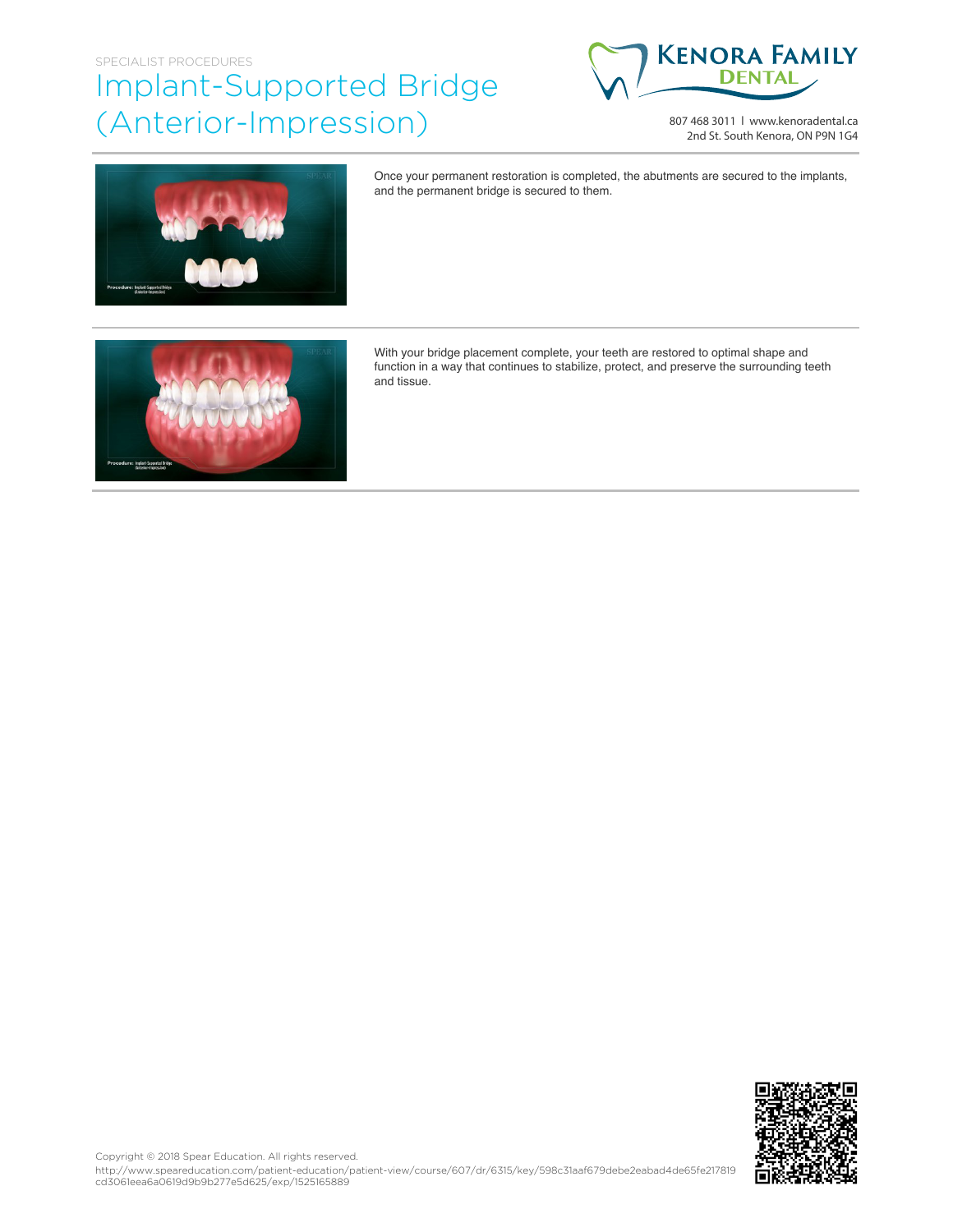SPECIALIST PROCEDURES

# Implant-Supported Bridge (Anterior-Impression)

Kenora Family Dental

807 468 3011 | www.kenoradental.ca
2nd St. South Kenora, ON P9N 1G4

Once your permanent restoration is completed, the abutments are secured to the implants, and the permanent bridge is secured to them.

With your bridge placement complete, your teeth are restored to optimal shape and function in a way that continues to stabilize, protect, and preserve the surrounding teeth and tissue.

Copyright © 2018 Spear Education. All rights reserved.
http://www.speareducation.com/patient-education/patient-view/course/607/dr/6315/key/598c31aaf679debe2eabad4de65fe217819cd3061eea6a0619d9b9b277e5d625/exp/1525165889